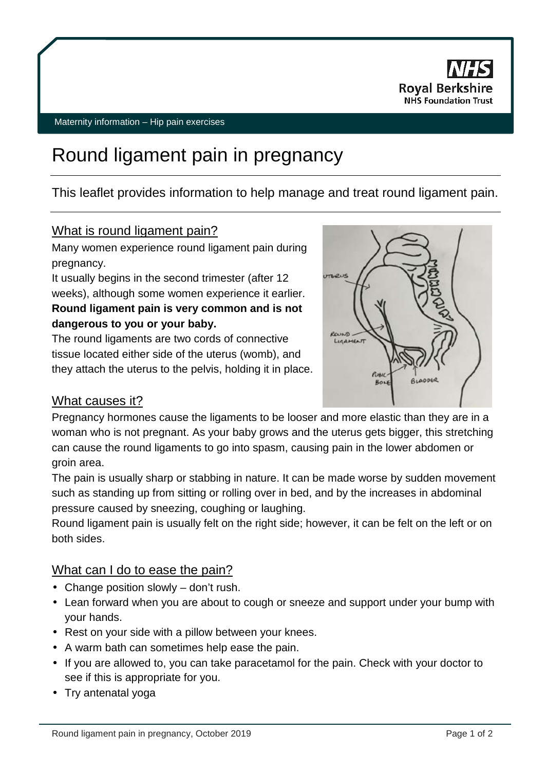Maternity information – Hip pain exercises

# Round ligament pain in pregnancy

This leaflet provides information to help manage and treat round ligament pain.

## What is round ligament pain?

Many women experience round ligament pain during pregnancy.

It usually begins in the second trimester (after 12 weeks), although some women experience it earlier.

**Round ligament pain is very common and is not dangerous to you or your baby.**

The round ligaments are two cords of connective tissue located either side of the uterus (womb), and they attach the uterus to the pelvis, holding it in place.

## What causes it?

Pregnancy hormones cause the ligaments to be looser and more elastic than they are in a woman who is not pregnant. As your baby grows and the uterus gets bigger, this stretching can cause the round ligaments to go into spasm, causing pain in the lower abdomen or groin area.

The pain is usually sharp or stabbing in nature. It can be made worse by sudden movement such as standing up from sitting or rolling over in bed, and by the increases in abdominal pressure caused by sneezing, coughing or laughing.

Round ligament pain is usually felt on the right side; however, it can be felt on the left or on both sides.

## What can I do to ease the pain?

- Change position slowly – don't rush.
- Lean forward when you are about to cough or sneeze and support under your bump with your hands.
- Rest on your side with a pillow between your knees.
- A warm bath can sometimes help ease the pain.
- If you are allowed to, you can take paracetamol for the pain. Check with your doctor to see if this is appropriate for you.
- Try antenatal yoga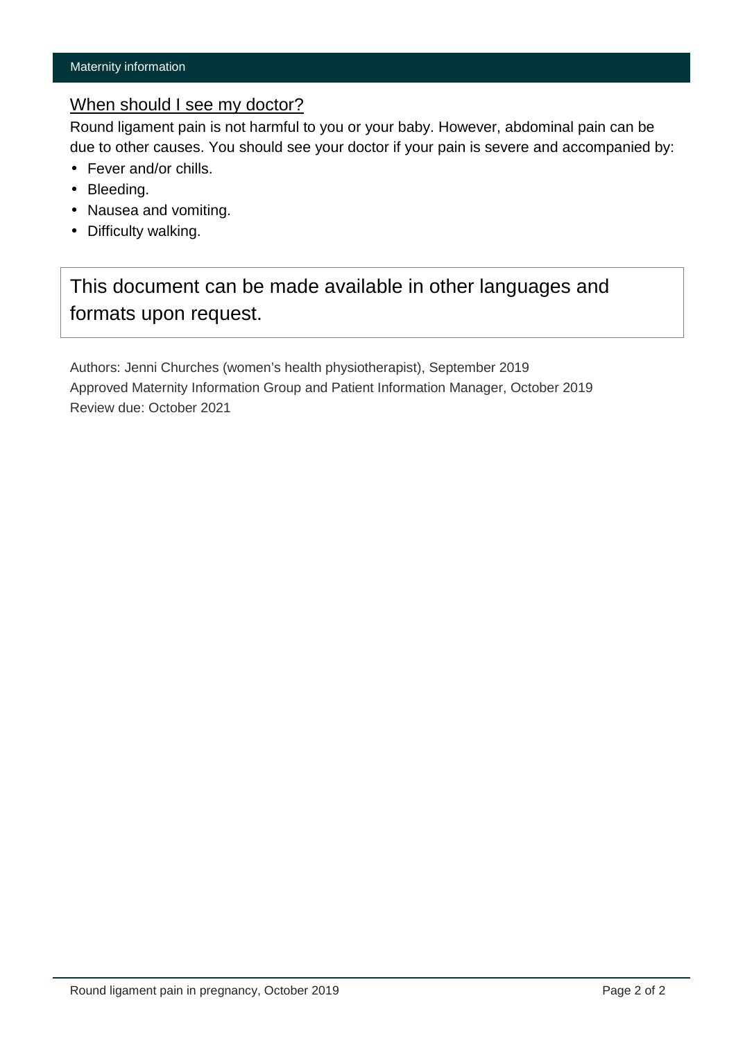## When should I see my doctor?

Round ligament pain is not harmful to you or your baby. However, abdominal pain can be due to other causes. You should see your doctor if your pain is severe and accompanied by:

- Fever and/or chills.
- Bleeding.
- Nausea and vomiting.
- Difficulty walking.

This document can be made available in other languages and formats upon request.

Authors: Jenni Churches (women's health physiotherapist), September 2019
Approved Maternity Information Group and Patient Information Manager, October 2019
Review due: October 2021